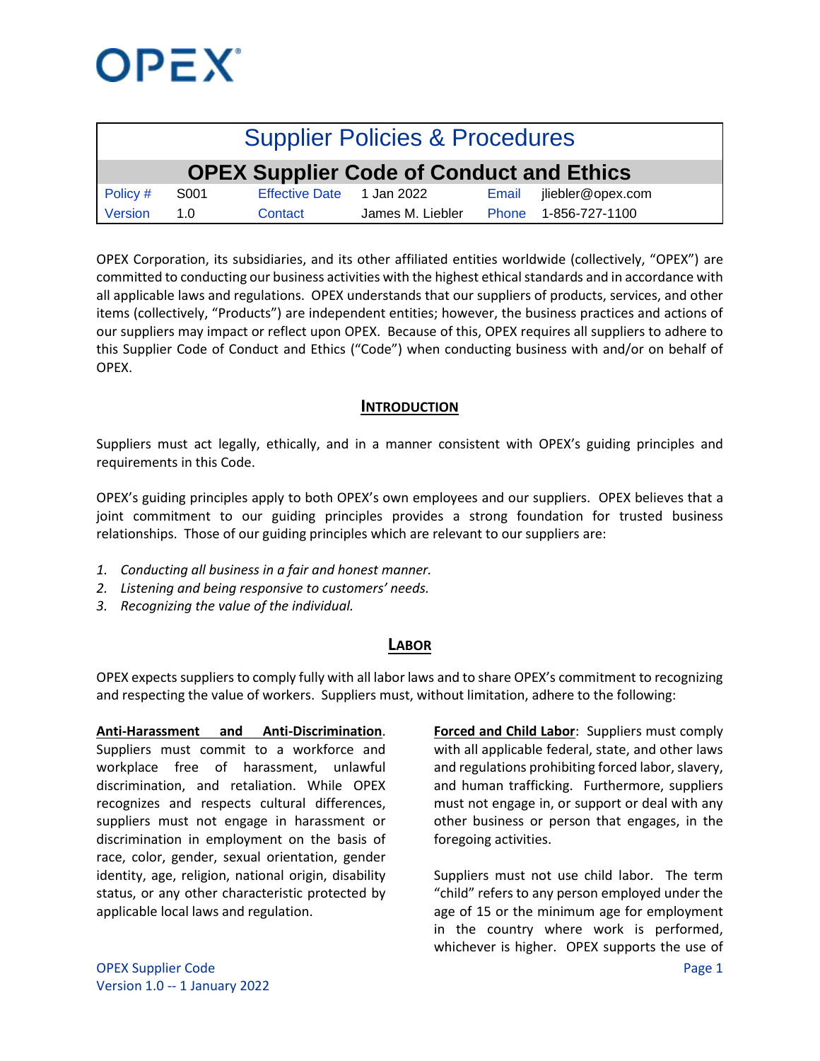# OPEX

| Supplier Policies & Procedures | | | | | |
|---|---|---|---|---|---|
| **OPEX Supplier Code of Conduct and Ethics** | | | | | |
| Policy # | S001 | Effective Date | 1 Jan 2022 | Email | jliebler@opex.com |
| Version | 1.0 | Contact | James M. Liebler | Phone | 1-856-727-1100 |

OPEX Corporation, its subsidiaries, and its other affiliated entities worldwide (collectively, "OPEX") are committed to conducting our business activities with the highest ethical standards and in accordance with all applicable laws and regulations. OPEX understands that our suppliers of products, services, and other items (collectively, "Products") are independent entities; however, the business practices and actions of our suppliers may impact or reflect upon OPEX. Because of this, OPEX requires all suppliers to adhere to this Supplier Code of Conduct and Ethics ("Code") when conducting business with and/or on behalf of OPEX.

## INTRODUCTION

Suppliers must act legally, ethically, and in a manner consistent with OPEX's guiding principles and requirements in this Code.

OPEX's guiding principles apply to both OPEX's own employees and our suppliers. OPEX believes that a joint commitment to our guiding principles provides a strong foundation for trusted business relationships. Those of our guiding principles which are relevant to our suppliers are:

1. *Conducting all business in a fair and honest manner.*
2. *Listening and being responsive to customers' needs.*
3. *Recognizing the value of the individual.*

## LABOR

OPEX expects suppliers to comply fully with all labor laws and to share OPEX's commitment to recognizing and respecting the value of workers. Suppliers must, without limitation, adhere to the following:

**Anti-Harassment and Anti-Discrimination**. Suppliers must commit to a workforce and workplace free of harassment, unlawful discrimination, and retaliation. While OPEX recognizes and respects cultural differences, suppliers must not engage in harassment or discrimination in employment on the basis of race, color, gender, sexual orientation, gender identity, age, religion, national origin, disability status, or any other characteristic protected by applicable local laws and regulation.

**Forced and Child Labor**: Suppliers must comply with all applicable federal, state, and other laws and regulations prohibiting forced labor, slavery, and human trafficking. Furthermore, suppliers must not engage in, or support or deal with any other business or person that engages, in the foregoing activities.

Suppliers must not use child labor. The term "child" refers to any person employed under the age of 15 or the minimum age for employment in the country where work is performed, whichever is higher. OPEX supports the use of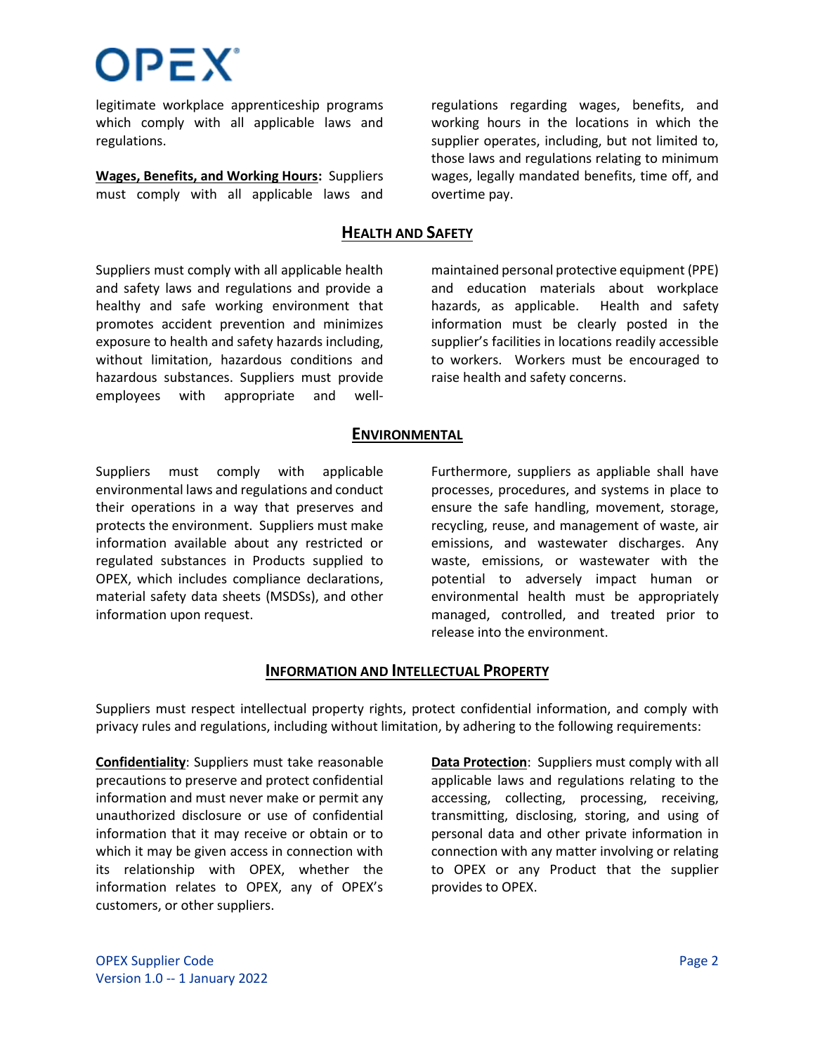legitimate workplace apprenticeship programs which comply with all applicable laws and regulations.

**Wages, Benefits, and Working Hours:** Suppliers must comply with all applicable laws and regulations regarding wages, benefits, and working hours in the locations in which the supplier operates, including, but not limited to, those laws and regulations relating to minimum wages, legally mandated benefits, time off, and overtime pay.

## HEALTH AND SAFETY

Suppliers must comply with all applicable health and safety laws and regulations and provide a healthy and safe working environment that promotes accident prevention and minimizes exposure to health and safety hazards including, without limitation, hazardous conditions and hazardous substances. Suppliers must provide employees with appropriate and well-maintained personal protective equipment (PPE) and education materials about workplace hazards, as applicable. Health and safety information must be clearly posted in the supplier's facilities in locations readily accessible to workers. Workers must be encouraged to raise health and safety concerns.

## ENVIRONMENTAL

Suppliers must comply with applicable environmental laws and regulations and conduct their operations in a way that preserves and protects the environment. Suppliers must make information available about any restricted or regulated substances in Products supplied to OPEX, which includes compliance declarations, material safety data sheets (MSDSs), and other information upon request.

Furthermore, suppliers as appliable shall have processes, procedures, and systems in place to ensure the safe handling, movement, storage, recycling, reuse, and management of waste, air emissions, and wastewater discharges. Any waste, emissions, or wastewater with the potential to adversely impact human or environmental health must be appropriately managed, controlled, and treated prior to release into the environment.

## INFORMATION AND INTELLECTUAL PROPERTY

Suppliers must respect intellectual property rights, protect confidential information, and comply with privacy rules and regulations, including without limitation, by adhering to the following requirements:

**Confidentiality**: Suppliers must take reasonable precautions to preserve and protect confidential information and must never make or permit any unauthorized disclosure or use of confidential information that it may receive or obtain or to which it may be given access in connection with its relationship with OPEX, whether the information relates to OPEX, any of OPEX's customers, or other suppliers.

**Data Protection**: Suppliers must comply with all applicable laws and regulations relating to the accessing, collecting, processing, receiving, transmitting, disclosing, storing, and using of personal data and other private information in connection with any matter involving or relating to OPEX or any Product that the supplier provides to OPEX.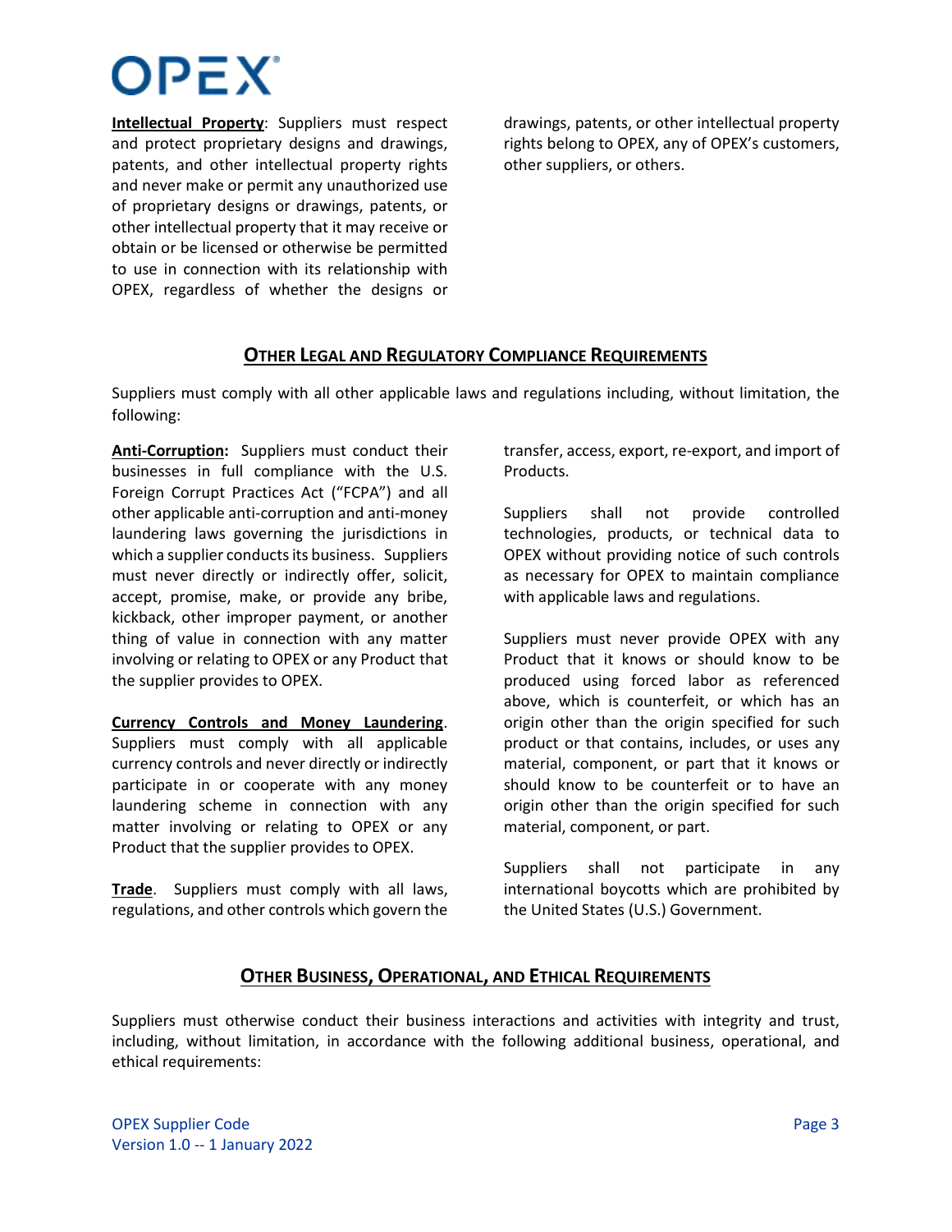**Intellectual Property**: Suppliers must respect and protect proprietary designs and drawings, patents, and other intellectual property rights and never make or permit any unauthorized use of proprietary designs or drawings, patents, or other intellectual property that it may receive or obtain or be licensed or otherwise be permitted to use in connection with its relationship with OPEX, regardless of whether the designs or drawings, patents, or other intellectual property rights belong to OPEX, any of OPEX's customers, other suppliers, or others.

## OTHER LEGAL AND REGULATORY COMPLIANCE REQUIREMENTS

Suppliers must comply with all other applicable laws and regulations including, without limitation, the following:

**Anti-Corruption:** Suppliers must conduct their businesses in full compliance with the U.S. Foreign Corrupt Practices Act ("FCPA") and all other applicable anti-corruption and anti-money laundering laws governing the jurisdictions in which a supplier conducts its business. Suppliers must never directly or indirectly offer, solicit, accept, promise, make, or provide any bribe, kickback, other improper payment, or another thing of value in connection with any matter involving or relating to OPEX or any Product that the supplier provides to OPEX.

**Currency Controls and Money Laundering**. Suppliers must comply with all applicable currency controls and never directly or indirectly participate in or cooperate with any money laundering scheme in connection with any matter involving or relating to OPEX or any Product that the supplier provides to OPEX.

**Trade**. Suppliers must comply with all laws, regulations, and other controls which govern the transfer, access, export, re-export, and import of Products.

Suppliers shall not provide controlled technologies, products, or technical data to OPEX without providing notice of such controls as necessary for OPEX to maintain compliance with applicable laws and regulations.

Suppliers must never provide OPEX with any Product that it knows or should know to be produced using forced labor as referenced above, which is counterfeit, or which has an origin other than the origin specified for such product or that contains, includes, or uses any material, component, or part that it knows or should know to be counterfeit or to have an origin other than the origin specified for such material, component, or part.

Suppliers shall not participate in any international boycotts which are prohibited by the United States (U.S.) Government.

## OTHER BUSINESS, OPERATIONAL, AND ETHICAL REQUIREMENTS

Suppliers must otherwise conduct their business interactions and activities with integrity and trust, including, without limitation, in accordance with the following additional business, operational, and ethical requirements: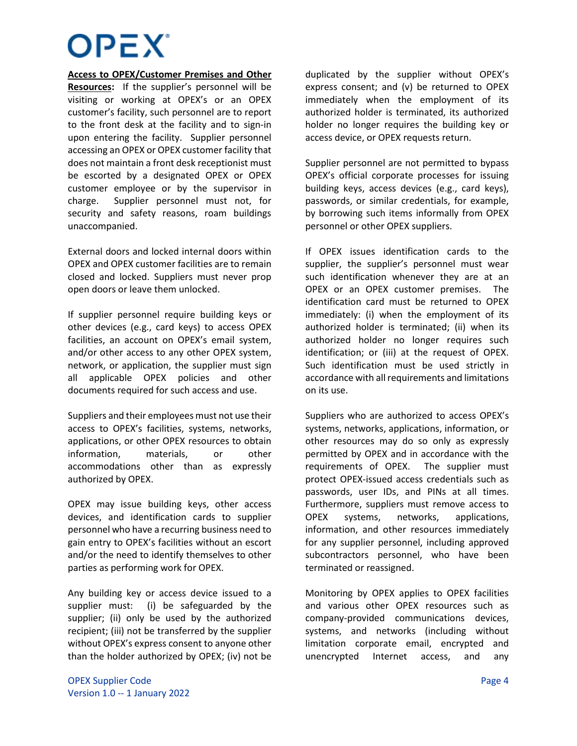**Access to OPEX/Customer Premises and Other Resources:** If the supplier's personnel will be visiting or working at OPEX's or an OPEX customer's facility, such personnel are to report to the front desk at the facility and to sign-in upon entering the facility. Supplier personnel accessing an OPEX or OPEX customer facility that does not maintain a front desk receptionist must be escorted by a designated OPEX or OPEX customer employee or by the supervisor in charge. Supplier personnel must not, for security and safety reasons, roam buildings unaccompanied.

External doors and locked internal doors within OPEX and OPEX customer facilities are to remain closed and locked. Suppliers must never prop open doors or leave them unlocked.

If supplier personnel require building keys or other devices (e.g., card keys) to access OPEX facilities, an account on OPEX's email system, and/or other access to any other OPEX system, network, or application, the supplier must sign all applicable OPEX policies and other documents required for such access and use.

Suppliers and their employees must not use their access to OPEX's facilities, systems, networks, applications, or other OPEX resources to obtain information, materials, or other accommodations other than as expressly authorized by OPEX.

OPEX may issue building keys, other access devices, and identification cards to supplier personnel who have a recurring business need to gain entry to OPEX's facilities without an escort and/or the need to identify themselves to other parties as performing work for OPEX.

Any building key or access device issued to a supplier must: (i) be safeguarded by the supplier; (ii) only be used by the authorized recipient; (iii) not be transferred by the supplier without OPEX's express consent to anyone other than the holder authorized by OPEX; (iv) not be duplicated by the supplier without OPEX's express consent; and (v) be returned to OPEX immediately when the employment of its authorized holder is terminated, its authorized holder no longer requires the building key or access device, or OPEX requests return.

Supplier personnel are not permitted to bypass OPEX's official corporate processes for issuing building keys, access devices (e.g., card keys), passwords, or similar credentials, for example, by borrowing such items informally from OPEX personnel or other OPEX suppliers.

If OPEX issues identification cards to the supplier, the supplier's personnel must wear such identification whenever they are at an OPEX or an OPEX customer premises. The identification card must be returned to OPEX immediately: (i) when the employment of its authorized holder is terminated; (ii) when its authorized holder no longer requires such identification; or (iii) at the request of OPEX. Such identification must be used strictly in accordance with all requirements and limitations on its use.

Suppliers who are authorized to access OPEX's systems, networks, applications, information, or other resources may do so only as expressly permitted by OPEX and in accordance with the requirements of OPEX. The supplier must protect OPEX-issued access credentials such as passwords, user IDs, and PINs at all times. Furthermore, suppliers must remove access to OPEX systems, networks, applications, information, and other resources immediately for any supplier personnel, including approved subcontractors personnel, who have been terminated or reassigned.

Monitoring by OPEX applies to OPEX facilities and various other OPEX resources such as company-provided communications devices, systems, and networks (including without limitation corporate email, encrypted and unencrypted Internet access, and any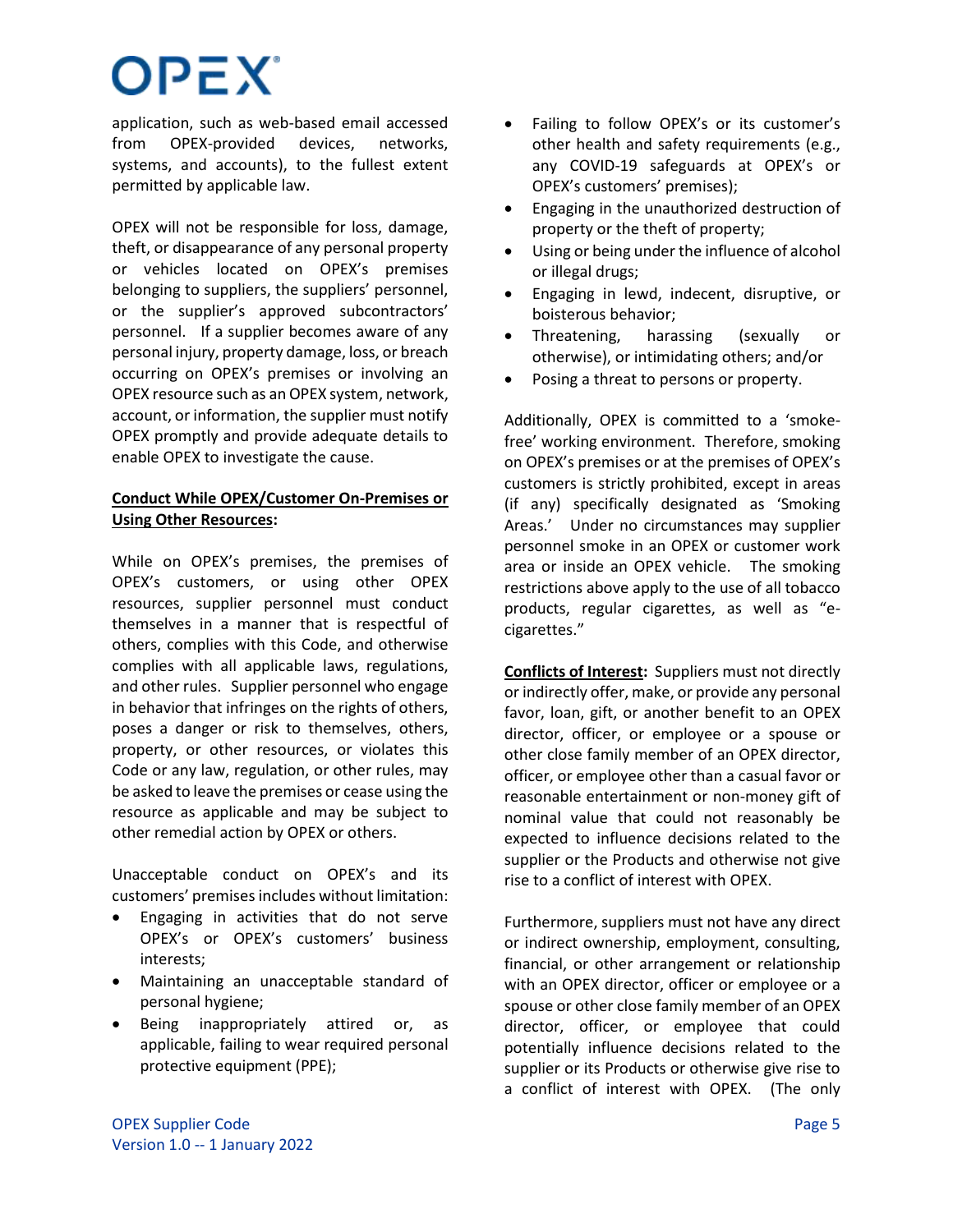application, such as web-based email accessed from OPEX-provided devices, networks, systems, and accounts), to the fullest extent permitted by applicable law.

OPEX will not be responsible for loss, damage, theft, or disappearance of any personal property or vehicles located on OPEX's premises belonging to suppliers, the suppliers' personnel, or the supplier's approved subcontractors' personnel. If a supplier becomes aware of any personal injury, property damage, loss, or breach occurring on OPEX's premises or involving an OPEX resource such as an OPEX system, network, account, or information, the supplier must notify OPEX promptly and provide adequate details to enable OPEX to investigate the cause.

**Conduct While OPEX/Customer On-Premises or Using Other Resources:**

While on OPEX's premises, the premises of OPEX's customers, or using other OPEX resources, supplier personnel must conduct themselves in a manner that is respectful of others, complies with this Code, and otherwise complies with all applicable laws, regulations, and other rules. Supplier personnel who engage in behavior that infringes on the rights of others, poses a danger or risk to themselves, others, property, or other resources, or violates this Code or any law, regulation, or other rules, may be asked to leave the premises or cease using the resource as applicable and may be subject to other remedial action by OPEX or others.

Unacceptable conduct on OPEX's and its customers' premises includes without limitation:

- Engaging in activities that do not serve OPEX's or OPEX's customers' business interests;
- Maintaining an unacceptable standard of personal hygiene;
- Being inappropriately attired or, as applicable, failing to wear required personal protective equipment (PPE);
- Failing to follow OPEX's or its customer's other health and safety requirements (e.g., any COVID-19 safeguards at OPEX's or OPEX's customers' premises);
- Engaging in the unauthorized destruction of property or the theft of property;
- Using or being under the influence of alcohol or illegal drugs;
- Engaging in lewd, indecent, disruptive, or boisterous behavior;
- Threatening, harassing (sexually or otherwise), or intimidating others; and/or
- Posing a threat to persons or property.

Additionally, OPEX is committed to a 'smoke-free' working environment. Therefore, smoking on OPEX's premises or at the premises of OPEX's customers is strictly prohibited, except in areas (if any) specifically designated as 'Smoking Areas.' Under no circumstances may supplier personnel smoke in an OPEX or customer work area or inside an OPEX vehicle. The smoking restrictions above apply to the use of all tobacco products, regular cigarettes, as well as "e-cigarettes."

**Conflicts of Interest:** Suppliers must not directly or indirectly offer, make, or provide any personal favor, loan, gift, or another benefit to an OPEX director, officer, or employee or a spouse or other close family member of an OPEX director, officer, or employee other than a casual favor or reasonable entertainment or non-money gift of nominal value that could not reasonably be expected to influence decisions related to the supplier or the Products and otherwise not give rise to a conflict of interest with OPEX.

Furthermore, suppliers must not have any direct or indirect ownership, employment, consulting, financial, or other arrangement or relationship with an OPEX director, officer or employee or a spouse or other close family member of an OPEX director, officer, or employee that could potentially influence decisions related to the supplier or its Products or otherwise give rise to a conflict of interest with OPEX. (The only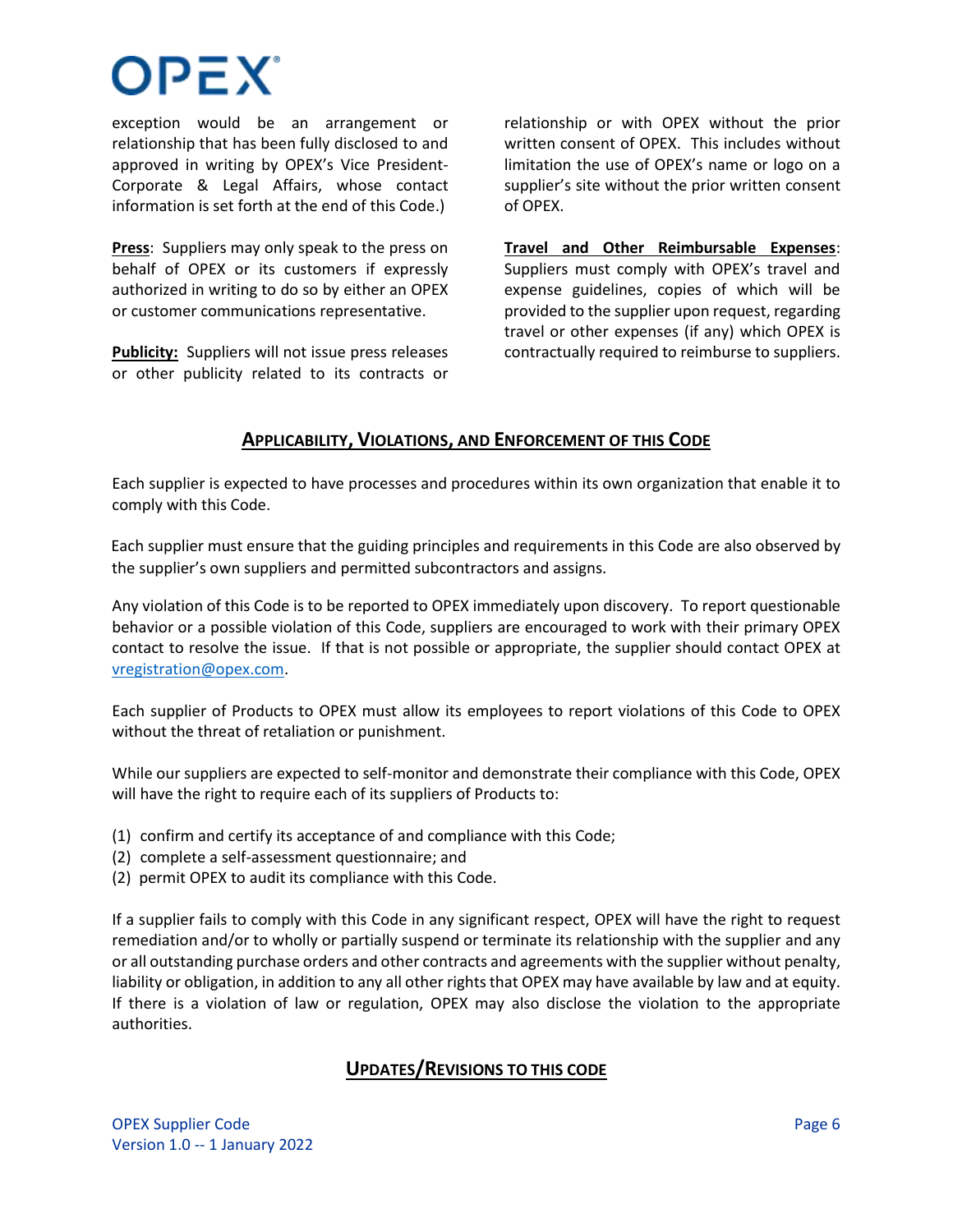exception would be an arrangement or relationship that has been fully disclosed to and approved in writing by OPEX's Vice President-Corporate & Legal Affairs, whose contact information is set forth at the end of this Code.)

**Press**: Suppliers may only speak to the press on behalf of OPEX or its customers if expressly authorized in writing to do so by either an OPEX or customer communications representative.

**Publicity:** Suppliers will not issue press releases or other publicity related to its contracts or relationship or with OPEX without the prior written consent of OPEX. This includes without limitation the use of OPEX's name or logo on a supplier's site without the prior written consent of OPEX.

**Travel and Other Reimbursable Expenses**: Suppliers must comply with OPEX's travel and expense guidelines, copies of which will be provided to the supplier upon request, regarding travel or other expenses (if any) which OPEX is contractually required to reimburse to suppliers.

## Applicability, Violations, and Enforcement of this Code

Each supplier is expected to have processes and procedures within its own organization that enable it to comply with this Code.

Each supplier must ensure that the guiding principles and requirements in this Code are also observed by the supplier's own suppliers and permitted subcontractors and assigns.

Any violation of this Code is to be reported to OPEX immediately upon discovery. To report questionable behavior or a possible violation of this Code, suppliers are encouraged to work with their primary OPEX contact to resolve the issue. If that is not possible or appropriate, the supplier should contact OPEX at vregistration@opex.com.

Each supplier of Products to OPEX must allow its employees to report violations of this Code to OPEX without the threat of retaliation or punishment.

While our suppliers are expected to self-monitor and demonstrate their compliance with this Code, OPEX will have the right to require each of its suppliers of Products to:

(1) confirm and certify its acceptance of and compliance with this Code;
(2) complete a self-assessment questionnaire; and
(2) permit OPEX to audit its compliance with this Code.

If a supplier fails to comply with this Code in any significant respect, OPEX will have the right to request remediation and/or to wholly or partially suspend or terminate its relationship with the supplier and any or all outstanding purchase orders and other contracts and agreements with the supplier without penalty, liability or obligation, in addition to any all other rights that OPEX may have available by law and at equity. If there is a violation of law or regulation, OPEX may also disclose the violation to the appropriate authorities.

## Updates/Revisions to this Code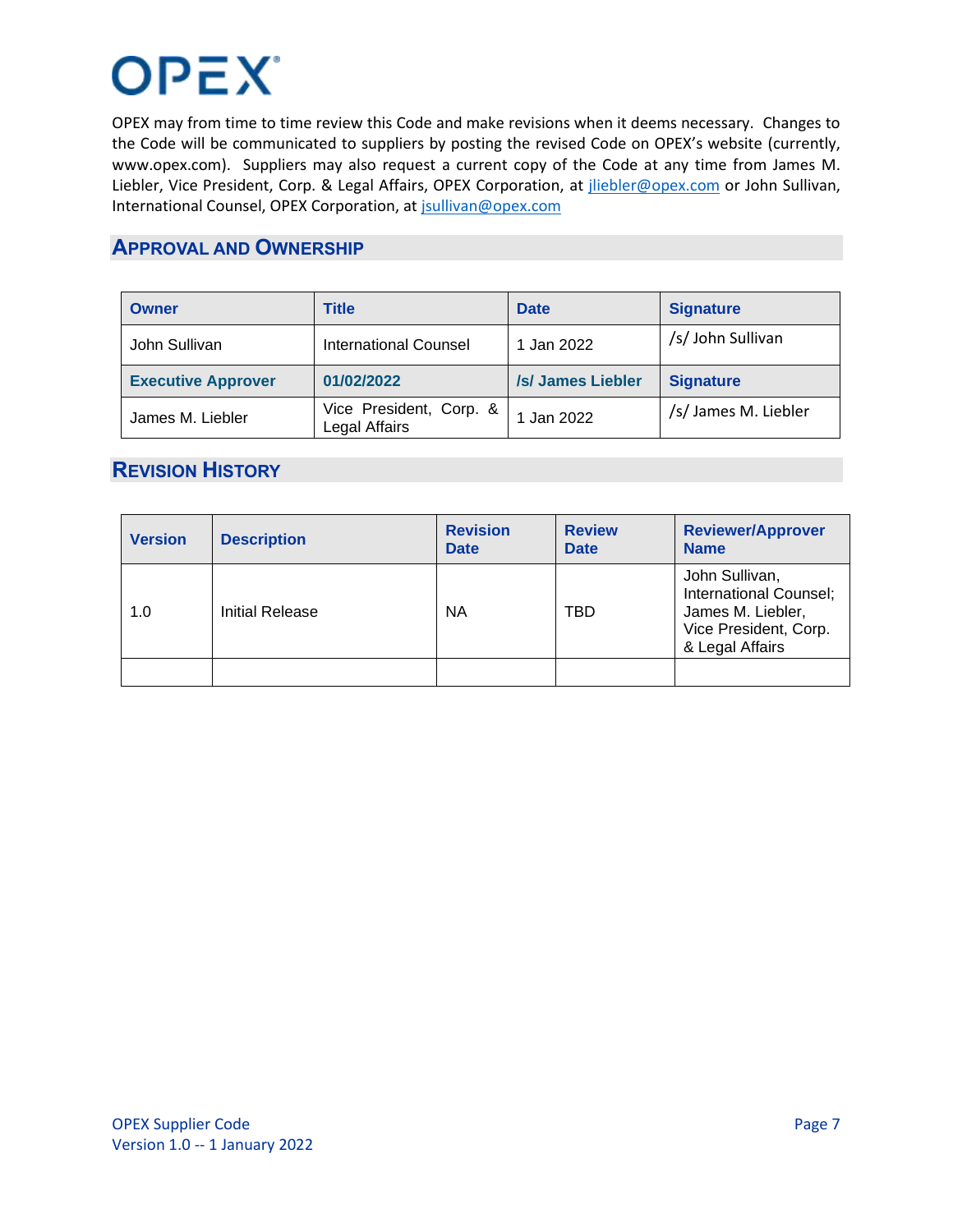OPEX may from time to time review this Code and make revisions when it deems necessary. Changes to the Code will be communicated to suppliers by posting the revised Code on OPEX's website (currently, www.opex.com). Suppliers may also request a current copy of the Code at any time from James M. Liebler, Vice President, Corp. & Legal Affairs, OPEX Corporation, at jliebler@opex.com or John Sullivan, International Counsel, OPEX Corporation, at jsullivan@opex.com

## Approval and Ownership

| Owner | Title | Date | Signature |
|---|---|---|---|
| John Sullivan | International Counsel | 1 Jan 2022 | /s/ John Sullivan |
| **Executive Approver** | **01/02/2022** | **/s/ James Liebler** | **Signature** |
| James M. Liebler | Vice President, Corp. & Legal Affairs | 1 Jan 2022 | /s/ James M. Liebler |

## Revision History

| Version | Description | Revision Date | Review Date | Reviewer/Approver Name |
|---|---|---|---|---|
| 1.0 | Initial Release | NA | TBD | John Sullivan, International Counsel; James M. Liebler, Vice President, Corp. & Legal Affairs |
| | | | | |